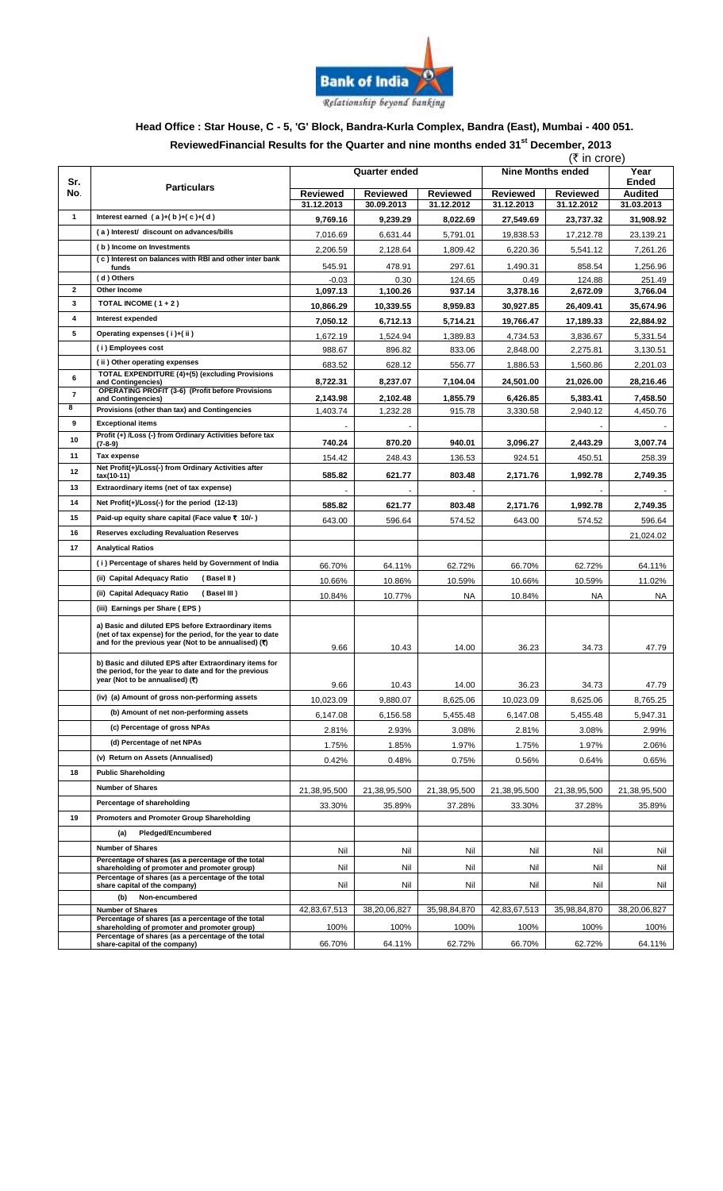Bank of India
Relationship beyond banking

## Head Office : Star House, C - 5, 'G' Block, Bandra-Kurla Complex, Bandra (East), Mumbai - 400 051.

### ReviewedFinancial Results for the Quarter and nine months ended 31st December, 2013

(₹ in crore)

| Sr. No. | Particulars | Quarter ended | | | Nine Months ended | | Year Ended |
|---|---|---|---|---|---|---|---|
| | | Reviewed 31.12.2013 | Reviewed 30.09.2013 | Reviewed 31.12.2012 | Reviewed 31.12.2013 | Reviewed 31.12.2012 | Audited 31.03.2013 |
| 1 | Interest earned ( a )+( b )+( c )+( d ) | 9,769.16 | 9,239.29 | 8,022.69 | 27,549.69 | 23,737.32 | 31,908.92 |
| | ( a ) Interest/ discount on advances/bills | 7,016.69 | 6,631.44 | 5,791.01 | 19,838.53 | 17,212.78 | 23,139.21 |
| | ( b ) Income on Investments | 2,206.59 | 2,128.64 | 1,809.42 | 6,220.36 | 5,541.12 | 7,261.26 |
| | ( c ) Interest on balances with RBI and other inter bank funds | 545.91 | 478.91 | 297.61 | 1,490.31 | 858.54 | 1,256.96 |
| | ( d ) Others | -0.03 | 0.30 | 124.65 | 0.49 | 124.88 | 251.49 |
| 2 | Other Income | 1,097.13 | 1,100.26 | 937.14 | 3,378.16 | 2,672.09 | 3,766.04 |
| 3 | TOTAL INCOME ( 1 + 2 ) | 10,866.29 | 10,339.55 | 8,959.83 | 30,927.85 | 26,409.41 | 35,674.96 |
| 4 | Interest expended | 7,050.12 | 6,712.13 | 5,714.21 | 19,766.47 | 17,189.33 | 22,884.92 |
| 5 | Operating expenses ( i )+( ii ) | 1,672.19 | 1,524.94 | 1,389.83 | 4,734.53 | 3,836.67 | 5,331.54 |
| | ( i ) Employees cost | 988.67 | 896.82 | 833.06 | 2,848.00 | 2,275.81 | 3,130.51 |
| | ( ii ) Other operating expenses | 683.52 | 628.12 | 556.77 | 1,886.53 | 1,560.86 | 2,201.03 |
| 6 | TOTAL EXPENDITURE (4)+(5) (excluding Provisions and Contingencies) | 8,722.31 | 8,237.07 | 7,104.04 | 24,501.00 | 21,026.00 | 28,216.46 |
| 7 | OPERATING PROFIT (3-6) (Profit before Provisions and Contingencies) | 2,143.98 | 2,102.48 | 1,855.79 | 6,426.85 | 5,383.41 | 7,458.50 |
| 8 | Provisions (other than tax) and Contingencies | 1,403.74 | 1,232.28 | 915.78 | 3,330.58 | 2,940.12 | 4,450.76 |
| 9 | Exceptional items | - | - | | | - | - |
| 10 | Profit (+) /Loss (-) from Ordinary Activities before tax (7-8-9) | 740.24 | 870.20 | 940.01 | 3,096.27 | 2,443.29 | 3,007.74 |
| 11 | Tax expense | 154.42 | 248.43 | 136.53 | 924.51 | 450.51 | 258.39 |
| 12 | Net Profit(+)/Loss(-) from Ordinary Activities after tax(10-11) | 585.82 | 621.77 | 803.48 | 2,171.76 | 1,992.78 | 2,749.35 |
| 13 | Extraordinary items (net of tax expense) | - | - | - | | - | - |
| 14 | Net Profit(+)/Loss(-) for the period (12-13) | 585.82 | 621.77 | 803.48 | 2,171.76 | 1,992.78 | 2,749.35 |
| 15 | Paid-up equity share capital (Face value ₹ 10/- ) | 643.00 | 596.64 | 574.52 | 643.00 | 574.52 | 596.64 |
| 16 | Reserves excluding Revaluation Reserves | | | | | | 21,024.02 |
| 17 | Analytical Ratios | | | | | | |
| | ( i ) Percentage of shares held by Government of India | 66.70% | 64.11% | 62.72% | 66.70% | 62.72% | 64.11% |
| | (ii) Capital Adequacy Ratio ( Basel II ) | 10.66% | 10.86% | 10.59% | 10.66% | 10.59% | 11.02% |
| | (ii) Capital Adequacy Ratio ( Basel III ) | 10.84% | 10.77% | NA | 10.84% | NA | NA |
| | (iii) Earnings per Share ( EPS ) | | | | | | |
| | a) Basic and diluted EPS before Extraordinary items (net of tax expense) for the period, for the year to date and for the previous year (Not to be annualised) (₹) | 9.66 | 10.43 | 14.00 | 36.23 | 34.73 | 47.79 |
| | b) Basic and diluted EPS after Extraordinary items for the period, for the year to date and for the previous year (Not to be annualised) (₹) | 9.66 | 10.43 | 14.00 | 36.23 | 34.73 | 47.79 |
| | (iv) (a) Amount of gross non-performing assets | 10,023.09 | 9,880.07 | 8,625.06 | 10,023.09 | 8,625.06 | 8,765.25 |
| | (b) Amount of net non-performing assets | 6,147.08 | 6,156.58 | 5,455.48 | 6,147.08 | 5,455.48 | 5,947.31 |
| | (c) Percentage of gross NPAs | 2.81% | 2.93% | 3.08% | 2.81% | 3.08% | 2.99% |
| | (d) Percentage of net NPAs | 1.75% | 1.85% | 1.97% | 1.75% | 1.97% | 2.06% |
| | (v) Return on Assets (Annualised) | 0.42% | 0.48% | 0.75% | 0.56% | 0.64% | 0.65% |
| 18 | Public Shareholding | | | | | | |
| | Number of Shares | 21,38,95,500 | 21,38,95,500 | 21,38,95,500 | 21,38,95,500 | 21,38,95,500 | 21,38,95,500 |
| | Percentage of shareholding | 33.30% | 35.89% | 37.28% | 33.30% | 37.28% | 35.89% |
| 19 | Promoters and Promoter Group Shareholding | | | | | | |
| | (a) Pledged/Encumbered | | | | | | |
| | Number of Shares | Nil | Nil | Nil | Nil | Nil | Nil |
| | Percentage of shares (as a percentage of the total shareholding of promoter and promoter group) | Nil | Nil | Nil | Nil | Nil | Nil |
| | Percentage of shares (as a percentage of the total share capital of the company) | Nil | Nil | Nil | Nil | Nil | Nil |
| | (b) Non-encumbered | | | | | | |
| | Number of Shares | 42,83,67,513 | 38,20,06,827 | 35,98,84,870 | 42,83,67,513 | 35,98,84,870 | 38,20,06,827 |
| | Percentage of shares (as a percentage of the total shareholding of promoter and promoter group) | 100% | 100% | 100% | 100% | 100% | 100% |
| | Percentage of shares (as a percentage of the total share-capital of the company) | 66.70% | 64.11% | 62.72% | 66.70% | 62.72% | 64.11% |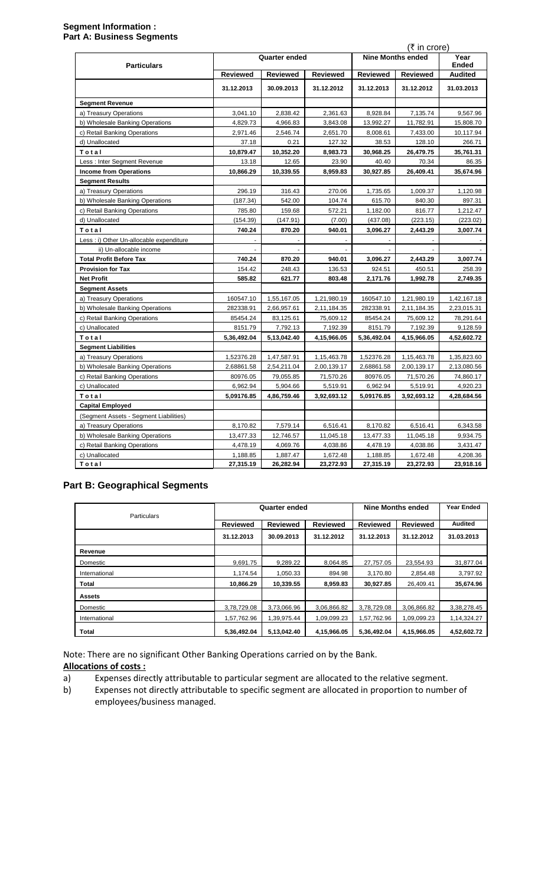**Segment Information :**
**Part A: Business Segments**

(₹ in crore)

| Particulars | Quarter ended | | | Nine Months ended | | Year Ended |
|---|---|---|---|---|---|---|
| | Reviewed | Reviewed | Reviewed | Reviewed | Reviewed | Audited |
| | 31.12.2013 | 30.09.2013 | 31.12.2012 | 31.12.2013 | 31.12.2012 | 31.03.2013 |
| **Segment Revenue** | | | | | | |
| a) Treasury Operations | 3,041.10 | 2,838.42 | 2,361.63 | 8,928.84 | 7,135.74 | 9,567.96 |
| b) Wholesale Banking Operations | 4,829.73 | 4,966.83 | 3,843.08 | 13,992.27 | 11,782.91 | 15,808.70 |
| c) Retail Banking Operations | 2,971.46 | 2,546.74 | 2,651.70 | 8,008.61 | 7,433.00 | 10,117.94 |
| d) Unallocated | 37.18 | 0.21 | 127.32 | 38.53 | 128.10 | 266.71 |
| **Total** | **10,879.47** | **10,352.20** | **8,983.73** | **30,968.25** | **26,479.75** | **35,761.31** |
| Less : Inter Segment Revenue | 13.18 | 12.65 | 23.90 | 40.40 | 70.34 | 86.35 |
| **Income from Operations** | **10,866.29** | **10,339.55** | **8,959.83** | **30,927.85** | **26,409.41** | **35,674.96** |
| **Segment Results** | | | | | | |
| a) Treasury Operations | 296.19 | 316.43 | 270.06 | 1,735.65 | 1,009.37 | 1,120.98 |
| b) Wholesale Banking Operations | (187.34) | 542.00 | 104.74 | 615.70 | 840.30 | 897.31 |
| c) Retail Banking Operations | 785.80 | 159.68 | 572.21 | 1,182.00 | 816.77 | 1,212.47 |
| d) Unallocated | (154.39) | (147.91) | (7.00) | (437.08) | (223.15) | (223.02) |
| **Total** | **740.24** | **870.20** | **940.01** | **3,096.27** | **2,443.29** | **3,007.74** |
| Less : i) Other Un-allocable expenditure | - | - | - | - | - | - |
| ii) Un-allocable income | - | - | - | - | - | - |
| **Total Profit Before Tax** | **740.24** | **870.20** | **940.01** | **3,096.27** | **2,443.29** | **3,007.74** |
| **Provision for Tax** | 154.42 | 248.43 | 136.53 | 924.51 | 450.51 | 258.39 |
| **Net Profit** | **585.82** | **621.77** | **803.48** | **2,171.76** | **1,992.78** | **2,749.35** |
| **Segment Assets** | | | | | | |
| a) Treasury Operations | 160547.10 | 1,55,167.05 | 1,21,980.19 | 160547.10 | 1,21,980.19 | 1,42,167.18 |
| b) Wholesale Banking Operations | 282338.91 | 2,66,957.61 | 2,11,184.35 | 282338.91 | 2,11,184.35 | 2,23,015.31 |
| c) Retail Banking Operations | 85454.24 | 83,125.61 | 75,609.12 | 85454.24 | 75,609.12 | 78,291.64 |
| c) Unallocated | 8151.79 | 7,792.13 | 7,192.39 | 8151.79 | 7,192.39 | 9,128.59 |
| **Total** | **5,36,492.04** | **5,13,042.40** | **4,15,966.05** | **5,36,492.04** | **4,15,966.05** | **4,52,602.72** |
| **Segment Liabilities** | | | | | | |
| a) Treasury Operations | 1,52376.28 | 1,47,587.91 | 1,15,463.78 | 1,52376.28 | 1,15,463.78 | 1,35,823.60 |
| b) Wholesale Banking Operations | 2,68861.58 | 2,54,211.04 | 2,00,139.17 | 2,68861.58 | 2,00,139.17 | 2,13,080.56 |
| c) Retail Banking Operations | 80976.05 | 79,055.85 | 71,570.26 | 80976.05 | 71,570.26 | 74,860.17 |
| c) Unallocated | 6,962.94 | 5,904.66 | 5,519.91 | 6,962.94 | 5,519.91 | 4,920.23 |
| **Total** | **5,09176.85** | **4,86,759.46** | **3,92,693.12** | **5,09176.85** | **3,92,693.12** | **4,28,684.56** |
| **Capital Employed** | | | | | | |
| (Segment Assets - Segment Liabilities) | | | | | | |
| a) Treasury Operations | 8,170.82 | 7,579.14 | 6,516.41 | 8,170.82 | 6,516.41 | 6,343.58 |
| b) Wholesale Banking Operations | 13,477.33 | 12,746.57 | 11,045.18 | 13,477.33 | 11,045.18 | 9,934.75 |
| c) Retail Banking Operations | 4,478.19 | 4,069.76 | 4,038.86 | 4,478.19 | 4,038.86 | 3,431.47 |
| c) Unallocated | 1,188.85 | 1,887.47 | 1,672.48 | 1,188.85 | 1,672.48 | 4,208.36 |
| **Total** | **27,315.19** | **26,282.94** | **23,272.93** | **27,315.19** | **23,272.93** | **23,918.16** |

## Part B: Geographical Segments

| Particulars | Quarter ended | | | Nine Months ended | | Year Ended |
|---|---|---|---|---|---|---|
| | Reviewed | Reviewed | Reviewed | Reviewed | Reviewed | Audited |
| | 31.12.2013 | 30.09.2013 | 31.12.2012 | 31.12.2013 | 31.12.2012 | 31.03.2013 |
| **Revenue** | | | | | | |
| Domestic | 9,691.75 | 9,289.22 | 8,064.85 | 27,757.05 | 23,554.93 | 31,877.04 |
| International | 1,174.54 | 1,050.33 | 894.98 | 3,170.80 | 2,854.48 | 3,797.92 |
| **Total** | **10,866.29** | **10,339.55** | **8,959.83** | **30,927.85** | 26,409.41 | 35,674.96 |
| **Assets** | | | | | | |
| Domestic | 3,78,729.08 | 3,73,066.96 | 3,06,866.82 | 3,78,729.08 | 3,06,866.82 | 3,38,278.45 |
| International | 1,57,762.96 | 1,39,975.44 | 1,09,099.23 | 1,57,762.96 | 1,09,099.23 | 1,14,324.27 |
| **Total** | **5,36,492.04** | **5,13,042.40** | **4,15,966.05** | **5,36,492.04** | **4,15,966.05** | **4,52,602.72** |

Note: There are no significant Other Banking Operations carried on by the Bank.

**Allocations of costs :**

a) Expenses directly attributable to particular segment are allocated to the relative segment.

b) Expenses not directly attributable to specific segment are allocated in proportion to number of employees/business managed.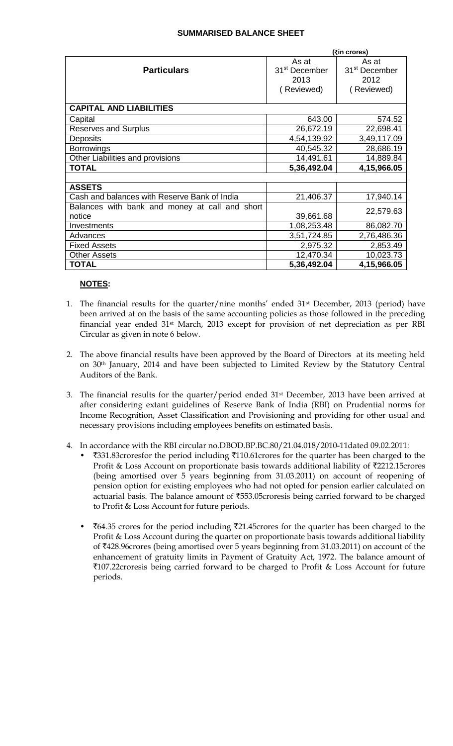## SUMMARISED BALANCE SHEET

| Particulars | As at 31st December 2013 (Reviewed) | As at 31st December 2012 (Reviewed) |
|---|---|---|
| | (₹in crores) | |
| **CAPITAL AND LIABILITIES** | | |
| Capital | 643.00 | 574.52 |
| Reserves and Surplus | 26,672.19 | 22,698.41 |
| Deposits | 4,54,139.92 | 3,49,117.09 |
| Borrowings | 40,545.32 | 28,686.19 |
| Other Liabilities and provisions | 14,491.61 | 14,889.84 |
| **TOTAL** | **5,36,492.04** | **4,15,966.05** |
| **ASSETS** | | |
| Cash and balances with Reserve Bank of India | 21,406.37 | 17,940.14 |
| Balances with bank and money at call and short notice | 39,661.68 | 22,579.63 |
| Investments | 1,08,253.48 | 86,082.70 |
| Advances | 3,51,724.85 | 2,76,486.36 |
| Fixed Assets | 2,975.32 | 2,853.49 |
| Other Assets | 12,470.34 | 10,023.73 |
| **TOTAL** | **5,36,492.04** | **4,15,966.05** |

**NOTES:**

1. The financial results for the quarter/nine months' ended 31st December, 2013 (period) have been arrived at on the basis of the same accounting policies as those followed in the preceding financial year ended 31st March, 2013 except for provision of net depreciation as per RBI Circular as given in note 6 below.

2. The above financial results have been approved by the Board of Directors at its meeting held on 30th January, 2014 and have been subjected to Limited Review by the Statutory Central Auditors of the Bank.

3. The financial results for the quarter/period ended 31st December, 2013 have been arrived at after considering extant guidelines of Reserve Bank of India (RBI) on Prudential norms for Income Recognition, Asset Classification and Provisioning and providing for other usual and necessary provisions including employees benefits on estimated basis.

4. In accordance with the RBI circular no.DBOD.BP.BC.80/21.04.018/2010-11dated 09.02.2011:
   - ₹331.83croresfor the period including ₹110.61crores for the quarter has been charged to the Profit & Loss Account on proportionate basis towards additional liability of ₹2212.15crores (being amortised over 5 years beginning from 31.03.2011) on account of reopening of pension option for existing employees who had not opted for pension earlier calculated on actuarial basis. The balance amount of ₹553.05croresis being carried forward to be charged to Profit & Loss Account for future periods.
   - ₹64.35 crores for the period including ₹21.45crores for the quarter has been charged to the Profit & Loss Account during the quarter on proportionate basis towards additional liability of ₹428.96crores (being amortised over 5 years beginning from 31.03.2011) on account of the enhancement of gratuity limits in Payment of Gratuity Act, 1972. The balance amount of ₹107.22croresis being carried forward to be charged to Profit & Loss Account for future periods.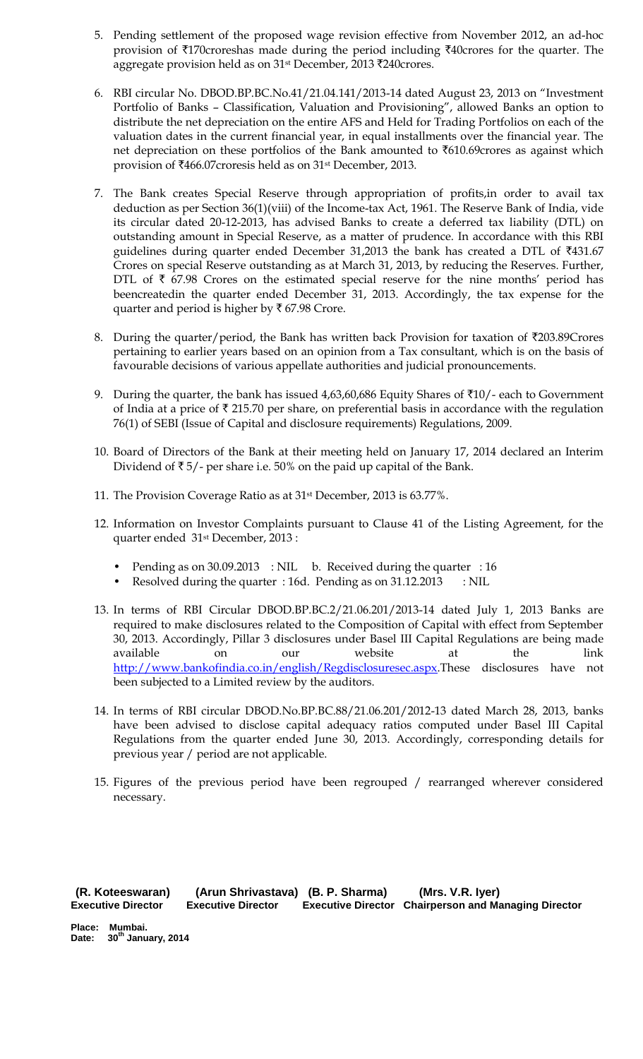5. Pending settlement of the proposed wage revision effective from November 2012, an ad-hoc provision of ₹170croreshas made during the period including ₹40crores for the quarter. The aggregate provision held as on 31st December, 2013 ₹240crores.

6. RBI circular No. DBOD.BP.BC.No.41/21.04.141/2013-14 dated August 23, 2013 on "Investment Portfolio of Banks – Classification, Valuation and Provisioning", allowed Banks an option to distribute the net depreciation on the entire AFS and Held for Trading Portfolios on each of the valuation dates in the current financial year, in equal installments over the financial year. The net depreciation on these portfolios of the Bank amounted to ₹610.69crores as against which provision of ₹466.07croresis held as on 31st December, 2013.

7. The Bank creates Special Reserve through appropriation of profits,in order to avail tax deduction as per Section 36(1)(viii) of the Income-tax Act, 1961. The Reserve Bank of India, vide its circular dated 20-12-2013, has advised Banks to create a deferred tax liability (DTL) on outstanding amount in Special Reserve, as a matter of prudence. In accordance with this RBI guidelines during quarter ended December 31,2013 the bank has created a DTL of ₹431.67 Crores on special Reserve outstanding as at March 31, 2013, by reducing the Reserves. Further, DTL of ₹ 67.98 Crores on the estimated special reserve for the nine months' period has beencreatedin the quarter ended December 31, 2013. Accordingly, the tax expense for the quarter and period is higher by ₹ 67.98 Crore.

8. During the quarter/period, the Bank has written back Provision for taxation of ₹203.89Crores pertaining to earlier years based on an opinion from a Tax consultant, which is on the basis of favourable decisions of various appellate authorities and judicial pronouncements.

9. During the quarter, the bank has issued 4,63,60,686 Equity Shares of ₹10/- each to Government of India at a price of ₹ 215.70 per share, on preferential basis in accordance with the regulation 76(1) of SEBI (Issue of Capital and disclosure requirements) Regulations, 2009.

10. Board of Directors of the Bank at their meeting held on January 17, 2014 declared an Interim Dividend of ₹ 5/- per share i.e. 50% on the paid up capital of the Bank.

11. The Provision Coverage Ratio as at 31st December, 2013 is 63.77%.

12. Information on Investor Complaints pursuant to Clause 41 of the Listing Agreement, for the quarter ended 31st December, 2013 :

    - Pending as on 30.09.2013 : NIL b. Received during the quarter : 16
    - Resolved during the quarter : 16d. Pending as on 31.12.2013 : NIL

13. In terms of RBI Circular DBOD.BP.BC.2/21.06.201/2013-14 dated July 1, 2013 Banks are required to make disclosures related to the Composition of Capital with effect from September 30, 2013. Accordingly, Pillar 3 disclosures under Basel III Capital Regulations are being made available on our website at the link http://www.bankofindia.co.in/english/Regdisclosuresec.aspx.These disclosures have not been subjected to a Limited review by the auditors.

14. In terms of RBI circular DBOD.No.BP.BC.88/21.06.201/2012-13 dated March 28, 2013, banks have been advised to disclose capital adequacy ratios computed under Basel III Capital Regulations from the quarter ended June 30, 2013. Accordingly, corresponding details for previous year / period are not applicable.

15. Figures of the previous period have been regrouped / rearranged wherever considered necessary.

| | | | |
|---|---|---|---|
| **(R. Koteeswaran)** | **(Arun Shrivastava)** | **(B. P. Sharma)** | **(Mrs. V.R. Iyer)** |
| **Executive Director** | **Executive Director** | **Executive Director** | **Chairperson and Managing Director** |

**Place: Mumbai.**
**Date: 30th January, 2014**